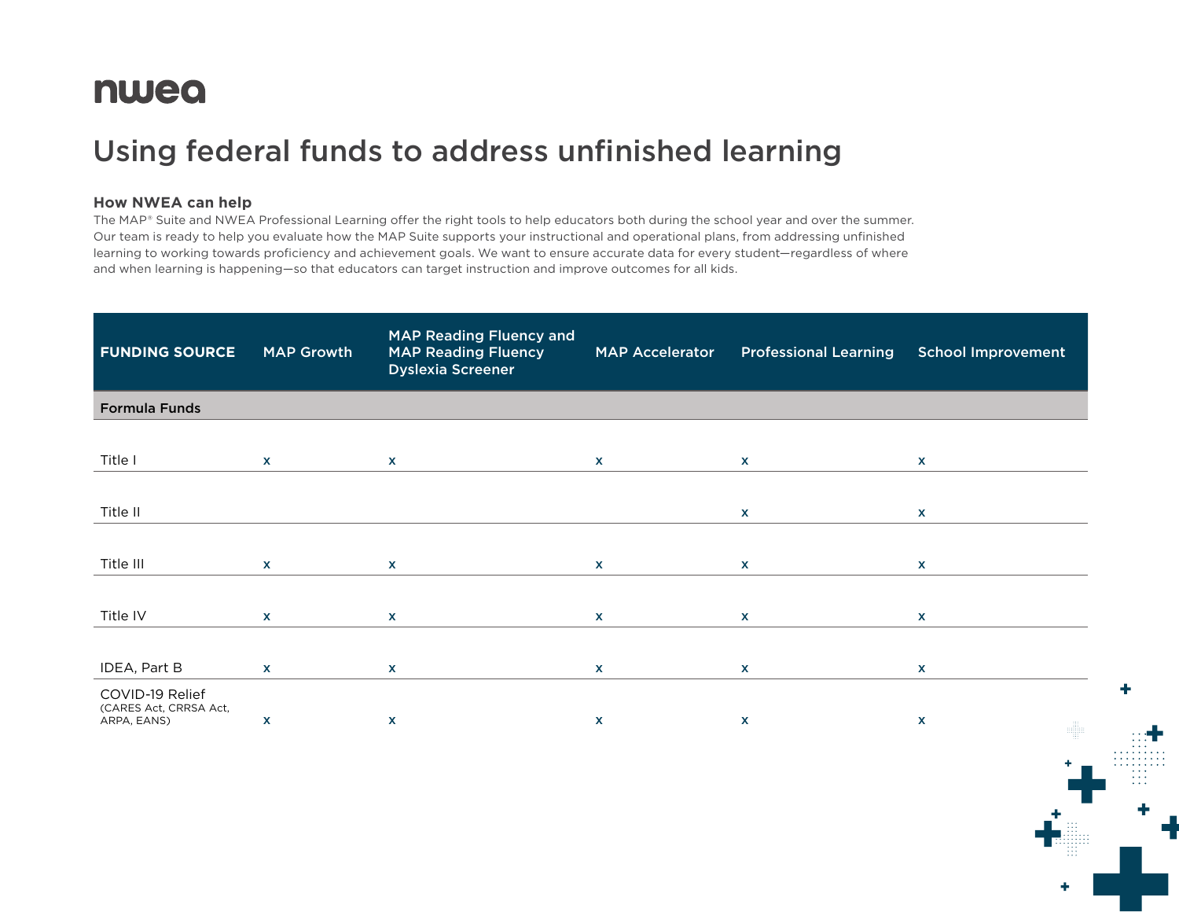nwea

# Using federal funds to address unfinished learning

### How NWEA can help

The MAP® Suite and NWEA Professional Learning offer the right tools to help educators both during the school year and over the summer. Our team is ready to help you evaluate how the MAP Suite supports your instructional and operational plans, from addressing unfinished learning to working towards proficiency and achievement goals. We want to ensure accurate data for every student—regardless of where and when learning is happening—so that educators can target instruction and improve outcomes for all kids.

| FUNDING SOURCE | MAP Growth | MAP Reading Fluency and MAP Reading Fluency Dyslexia Screener | MAP Accelerator | Professional Learning | School Improvement |
|---|---|---|---|---|---|
| **Formula Funds** | | | | | |
| Title I | x | x | x | x | x |
| Title II | | | | x | x |
| Title III | x | x | x | x | x |
| Title IV | x | x | x | x | x |
| IDEA, Part B | x | x | x | x | x |
| COVID-19 Relief (CARES Act, CRRSA Act, ARPA, EANS) | x | x | x | x | x |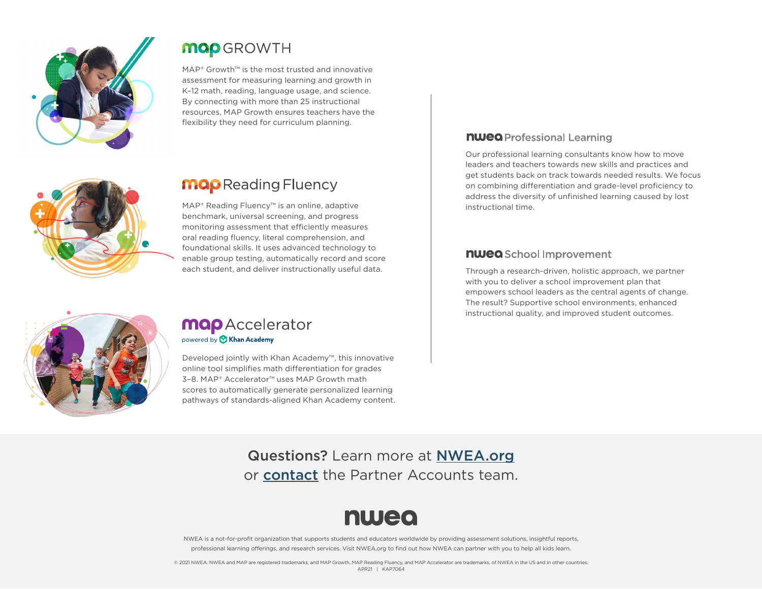## MAP GROWTH

MAP® Growth™ is the most trusted and innovative assessment for measuring learning and growth in K–12 math, reading, language usage, and science. By connecting with more than 25 instructional resources, MAP Growth ensures teachers have the flexibility they need for curriculum planning.

## MAP Reading Fluency

MAP® Reading Fluency™ is an online, adaptive benchmark, universal screening, and progress monitoring assessment that efficiently measures oral reading fluency, literal comprehension, and foundational skills. It uses advanced technology to enable group testing, automatically record and score each student, and deliver instructionally useful data.

## MAP Accelerator

powered by Khan Academy

Developed jointly with Khan Academy™, this innovative online tool simplifies math differentiation for grades 3–8. MAP® Accelerator™ uses MAP Growth math scores to automatically generate personalized learning pathways of standards-aligned Khan Academy content.

## NWEA Professional Learning

Our professional learning consultants know how to move leaders and teachers towards new skills and practices and get students back on track towards needed results. We focus on combining differentiation and grade-level proficiency to address the diversity of unfinished learning caused by lost instructional time.

## NWEA School Improvement

Through a research-driven, holistic approach, we partner with you to deliver a school improvement plan that empowers school leaders as the central agents of change. The result? Supportive school environments, enhanced instructional quality, and improved student outcomes.

**Questions?** Learn more at [NWEA.org](NWEA.org) or [contact](contact) the Partner Accounts team.

NWEA

NWEA is a not-for-profit organization that supports students and educators worldwide by providing assessment solutions, insightful reports, professional learning offerings, and research services. Visit NWEA.org to find out how NWEA can partner with you to help all kids learn.

© 2021 NWEA. NWEA and MAP are registered trademarks, and MAP Growth, MAP Reading Fluency, and MAP Accelerator are trademarks, of NWEA in the US and in other countries.
APR21 | KAP7064